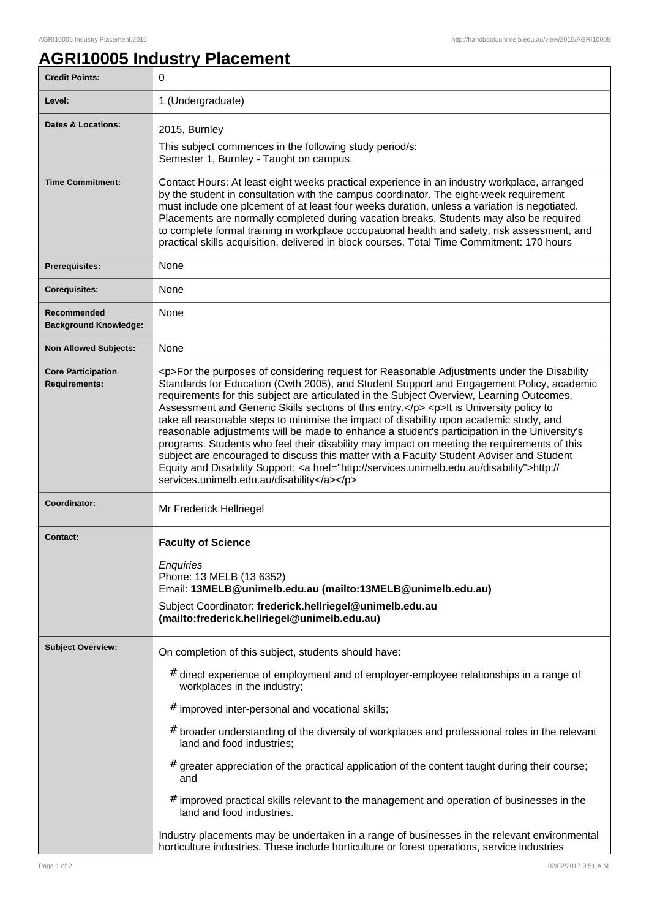# AGRI10005 Industry Placement

| | |
|---|---|
| **Credit Points:** | 0 |
| **Level:** | 1 (Undergraduate) |
| **Dates & Locations:** | 2015, Burnley<br>This subject commences in the following study period/s:<br>Semester 1, Burnley - Taught on campus. |
| **Time Commitment:** | Contact Hours: At least eight weeks practical experience in an industry workplace, arranged by the student in consultation with the campus coordinator. The eight-week requirement must include one plcement of at least four weeks duration, unless a variation is negotiated. Placements are normally completed during vacation breaks. Students may also be required to complete formal training in workplace occupational health and safety, risk assessment, and practical skills acquisition, delivered in block courses. Total Time Commitment: 170 hours |
| **Prerequisites:** | None |
| **Corequisites:** | None |
| **Recommended Background Knowledge:** | None |
| **Non Allowed Subjects:** | None |
| **Core Participation Requirements:** | <p>For the purposes of considering request for Reasonable Adjustments under the Disability Standards for Education (Cwth 2005), and Student Support and Engagement Policy, academic requirements for this subject are articulated in the Subject Overview, Learning Outcomes, Assessment and Generic Skills sections of this entry.</p> <p>It is University policy to take all reasonable steps to minimise the impact of disability upon academic study, and reasonable adjustments will be made to enhance a student's participation in the University's programs. Students who feel their disability may impact on meeting the requirements of this subject are encouraged to discuss this matter with a Faculty Student Adviser and Student Equity and Disability Support: <a href="http://services.unimelb.edu.au/disability">http://services.unimelb.edu.au/disability</a></p> |
| **Coordinator:** | Mr Frederick Hellriegel |
| **Contact:** | **Faculty of Science**<br>*Enquiries*<br>Phone: 13 MELB (13 6352)<br>Email: **13MELB@unimelb.edu.au (mailto:13MELB@unimelb.edu.au)**<br>Subject Coordinator: **frederick.hellriegel@unimelb.edu.au (mailto:frederick.hellriegel@unimelb.edu.au)** |
| **Subject Overview:** | On completion of this subject, students should have:<br># direct experience of employment and of employer-employee relationships in a range of workplaces in the industry;<br># improved inter-personal and vocational skills;<br># broader understanding of the diversity of workplaces and professional roles in the relevant land and food industries;<br># greater appreciation of the practical application of the content taught during their course; and<br># improved practical skills relevant to the management and operation of businesses in the land and food industries.<br>Industry placements may be undertaken in a range of businesses in the relevant environmental horticulture industries. These include horticulture or forest operations, service industries |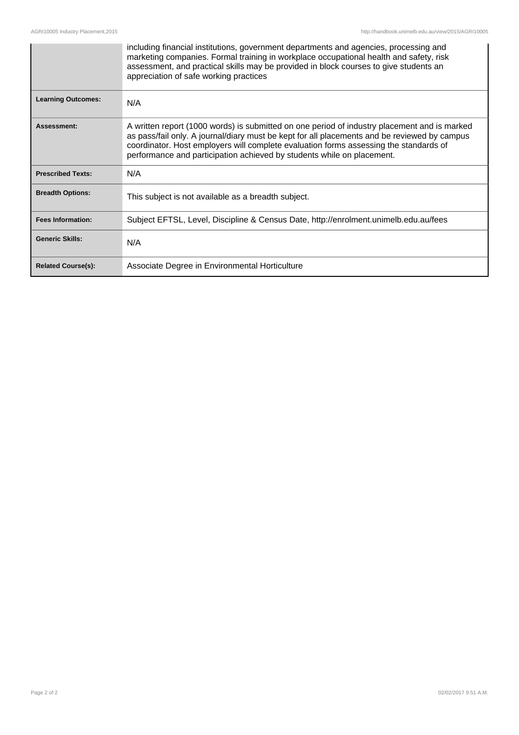| | |
|---|---|
| | including financial institutions, government departments and agencies, processing and marketing companies. Formal training in workplace occupational health and safety, risk assessment, and practical skills may be provided in block courses to give students an appreciation of safe working practices |
| **Learning Outcomes:** | N/A |
| **Assessment:** | A written report (1000 words) is submitted on one period of industry placement and is marked as pass/fail only. A journal/diary must be kept for all placements and be reviewed by campus coordinator. Host employers will complete evaluation forms assessing the standards of performance and participation achieved by students while on placement. |
| **Prescribed Texts:** | N/A |
| **Breadth Options:** | This subject is not available as a breadth subject. |
| **Fees Information:** | Subject EFTSL, Level, Discipline & Census Date, http://enrolment.unimelb.edu.au/fees |
| **Generic Skills:** | N/A |
| **Related Course(s):** | Associate Degree in Environmental Horticulture |